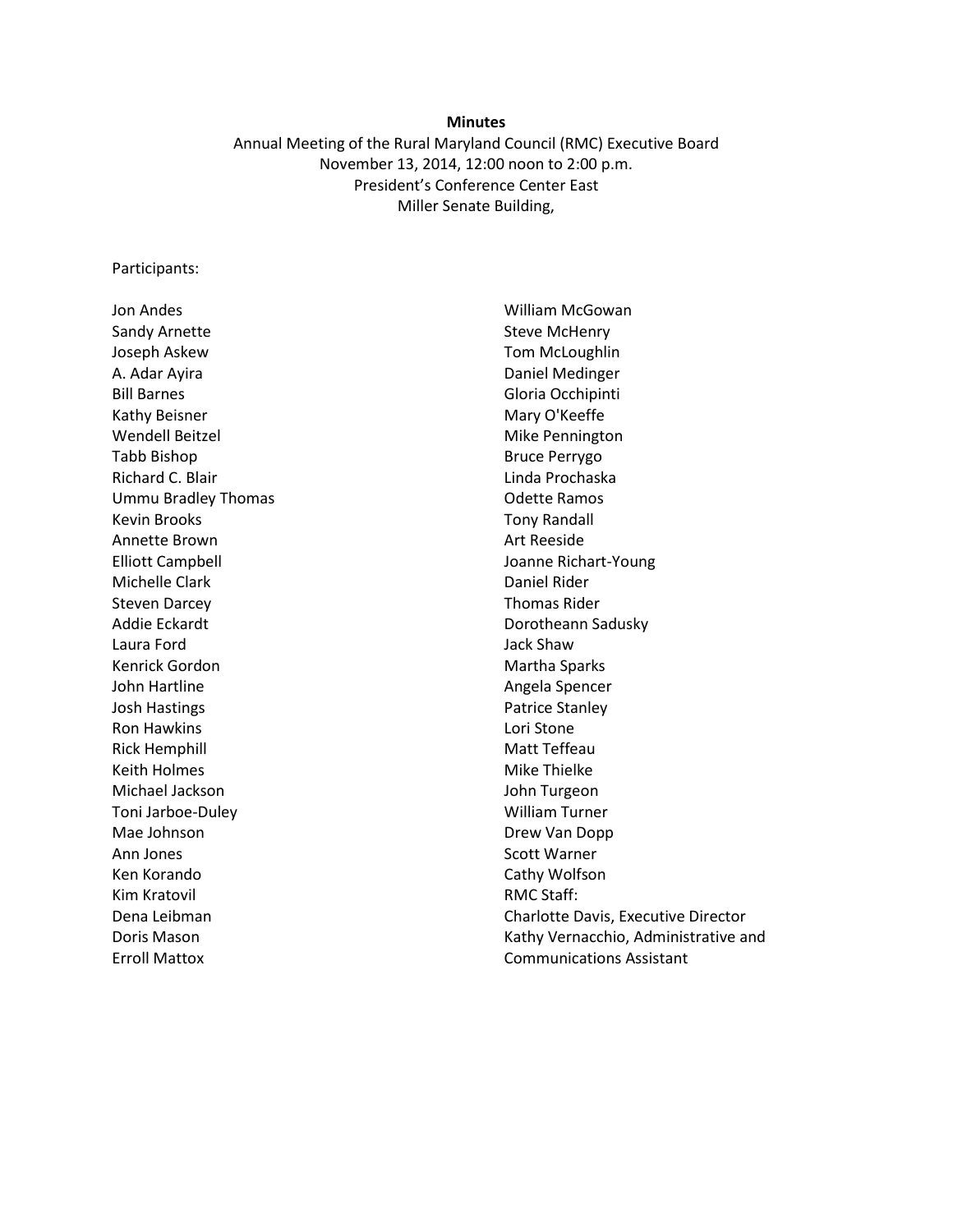**Minutes**

Annual Meeting of the Rural Maryland Council (RMC) Executive Board
November 13, 2014, 12:00 noon to 2:00 p.m.
President's Conference Center East
Miller Senate Building,

Participants:

Jon Andes
Sandy Arnette
Joseph Askew
A. Adar Ayira
Bill Barnes
Kathy Beisner
Wendell Beitzel
Tabb Bishop
Richard C. Blair
Ummu Bradley Thomas
Kevin Brooks
Annette Brown
Elliott Campbell
Michelle Clark
Steven Darcey
Addie Eckardt
Laura Ford
Kenrick Gordon
John Hartline
Josh Hastings
Ron Hawkins
Rick Hemphill
Keith Holmes
Michael Jackson
Toni Jarboe-Duley
Mae Johnson
Ann Jones
Ken Korando
Kim Kratovil
Dena Leibman
Doris Mason
Erroll Mattox
William McGowan
Steve McHenry
Tom McLoughlin
Daniel Medinger
Gloria Occhipinti
Mary O'Keeffe
Mike Pennington
Bruce Perrygo
Linda Prochaska
Odette Ramos
Tony Randall
Art Reeside
Joanne Richart-Young
Daniel Rider
Thomas Rider
Dorotheann Sadusky
Jack Shaw
Martha Sparks
Angela Spencer
Patrice Stanley
Lori Stone
Matt Teffeau
Mike Thielke
John Turgeon
William Turner
Drew Van Dopp
Scott Warner
Cathy Wolfson

RMC Staff:
Charlotte Davis, Executive Director
Kathy Vernacchio, Administrative and Communications Assistant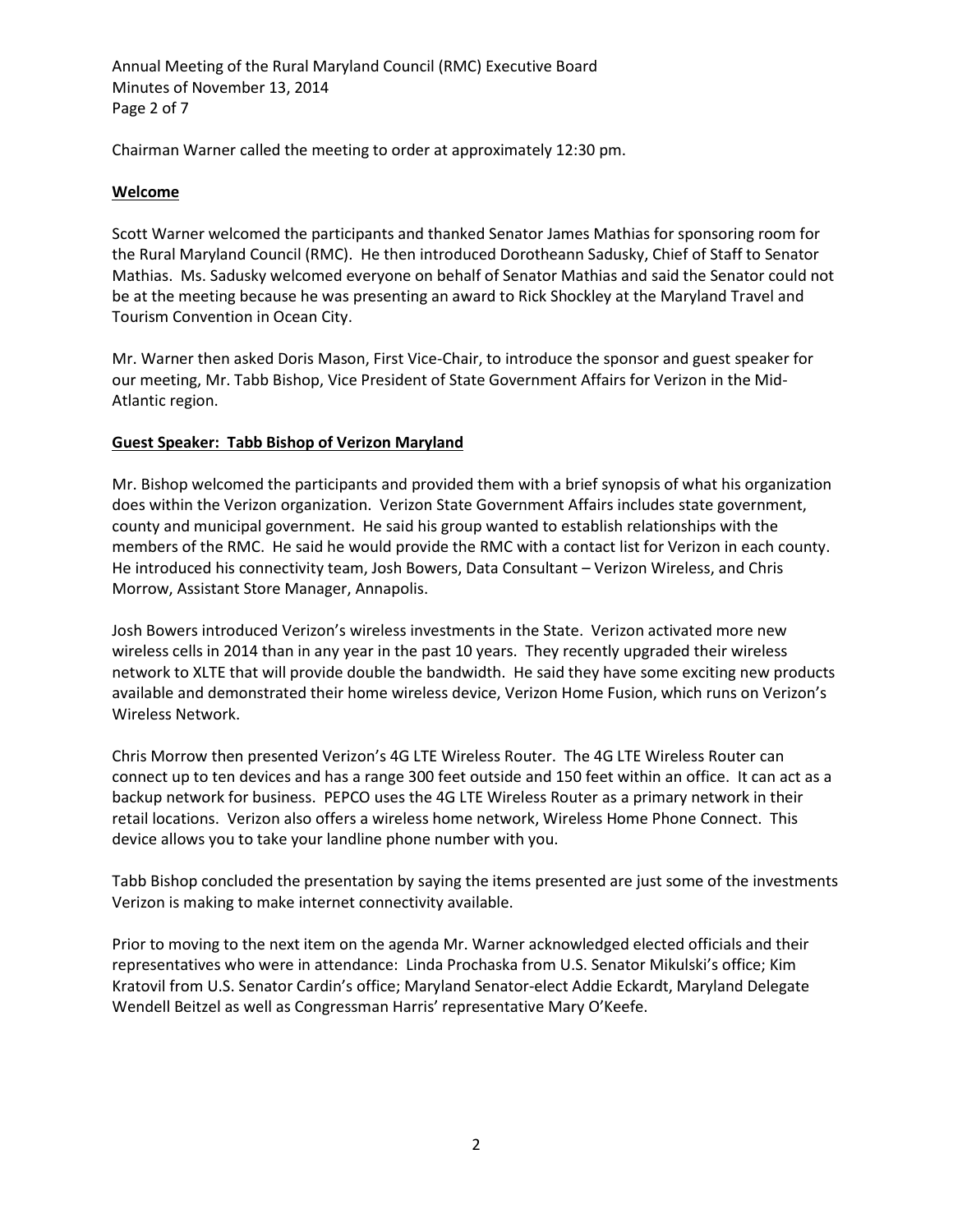Chairman Warner called the meeting to order at approximately 12:30 pm.

## Welcome

Scott Warner welcomed the participants and thanked Senator James Mathias for sponsoring room for the Rural Maryland Council (RMC). He then introduced Dorotheann Sadusky, Chief of Staff to Senator Mathias. Ms. Sadusky welcomed everyone on behalf of Senator Mathias and said the Senator could not be at the meeting because he was presenting an award to Rick Shockley at the Maryland Travel and Tourism Convention in Ocean City.

Mr. Warner then asked Doris Mason, First Vice-Chair, to introduce the sponsor and guest speaker for our meeting, Mr. Tabb Bishop, Vice President of State Government Affairs for Verizon in the Mid-Atlantic region.

## Guest Speaker: Tabb Bishop of Verizon Maryland

Mr. Bishop welcomed the participants and provided them with a brief synopsis of what his organization does within the Verizon organization. Verizon State Government Affairs includes state government, county and municipal government. He said his group wanted to establish relationships with the members of the RMC. He said he would provide the RMC with a contact list for Verizon in each county. He introduced his connectivity team, Josh Bowers, Data Consultant – Verizon Wireless, and Chris Morrow, Assistant Store Manager, Annapolis.

Josh Bowers introduced Verizon's wireless investments in the State. Verizon activated more new wireless cells in 2014 than in any year in the past 10 years. They recently upgraded their wireless network to XLTE that will provide double the bandwidth. He said they have some exciting new products available and demonstrated their home wireless device, Verizon Home Fusion, which runs on Verizon's Wireless Network.

Chris Morrow then presented Verizon's 4G LTE Wireless Router. The 4G LTE Wireless Router can connect up to ten devices and has a range 300 feet outside and 150 feet within an office. It can act as a backup network for business. PEPCO uses the 4G LTE Wireless Router as a primary network in their retail locations. Verizon also offers a wireless home network, Wireless Home Phone Connect. This device allows you to take your landline phone number with you.

Tabb Bishop concluded the presentation by saying the items presented are just some of the investments Verizon is making to make internet connectivity available.

Prior to moving to the next item on the agenda Mr. Warner acknowledged elected officials and their representatives who were in attendance: Linda Prochaska from U.S. Senator Mikulski's office; Kim Kratovil from U.S. Senator Cardin's office; Maryland Senator-elect Addie Eckardt, Maryland Delegate Wendell Beitzel as well as Congressman Harris' representative Mary O'Keefe.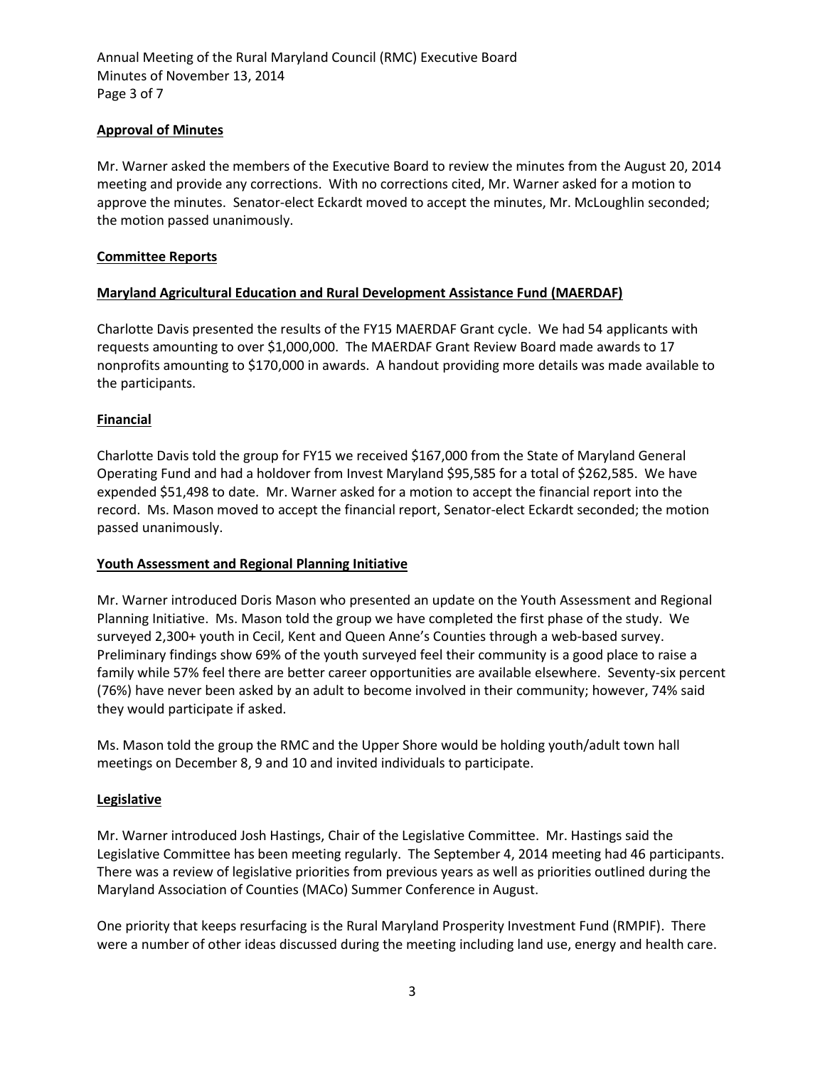## Approval of Minutes

Mr. Warner asked the members of the Executive Board to review the minutes from the August 20, 2014 meeting and provide any corrections. With no corrections cited, Mr. Warner asked for a motion to approve the minutes. Senator-elect Eckardt moved to accept the minutes, Mr. McLoughlin seconded; the motion passed unanimously.

## Committee Reports

### Maryland Agricultural Education and Rural Development Assistance Fund (MAERDAF)

Charlotte Davis presented the results of the FY15 MAERDAF Grant cycle. We had 54 applicants with requests amounting to over $1,000,000. The MAERDAF Grant Review Board made awards to 17 nonprofits amounting to $170,000 in awards. A handout providing more details was made available to the participants.

### Financial

Charlotte Davis told the group for FY15 we received $167,000 from the State of Maryland General Operating Fund and had a holdover from Invest Maryland $95,585 for a total of $262,585. We have expended $51,498 to date. Mr. Warner asked for a motion to accept the financial report into the record. Ms. Mason moved to accept the financial report, Senator-elect Eckardt seconded; the motion passed unanimously.

### Youth Assessment and Regional Planning Initiative

Mr. Warner introduced Doris Mason who presented an update on the Youth Assessment and Regional Planning Initiative. Ms. Mason told the group we have completed the first phase of the study. We surveyed 2,300+ youth in Cecil, Kent and Queen Anne's Counties through a web-based survey. Preliminary findings show 69% of the youth surveyed feel their community is a good place to raise a family while 57% feel there are better career opportunities are available elsewhere. Seventy-six percent (76%) have never been asked by an adult to become involved in their community; however, 74% said they would participate if asked.

Ms. Mason told the group the RMC and the Upper Shore would be holding youth/adult town hall meetings on December 8, 9 and 10 and invited individuals to participate.

### Legislative

Mr. Warner introduced Josh Hastings, Chair of the Legislative Committee. Mr. Hastings said the Legislative Committee has been meeting regularly. The September 4, 2014 meeting had 46 participants. There was a review of legislative priorities from previous years as well as priorities outlined during the Maryland Association of Counties (MACo) Summer Conference in August.

One priority that keeps resurfacing is the Rural Maryland Prosperity Investment Fund (RMPIF). There were a number of other ideas discussed during the meeting including land use, energy and health care.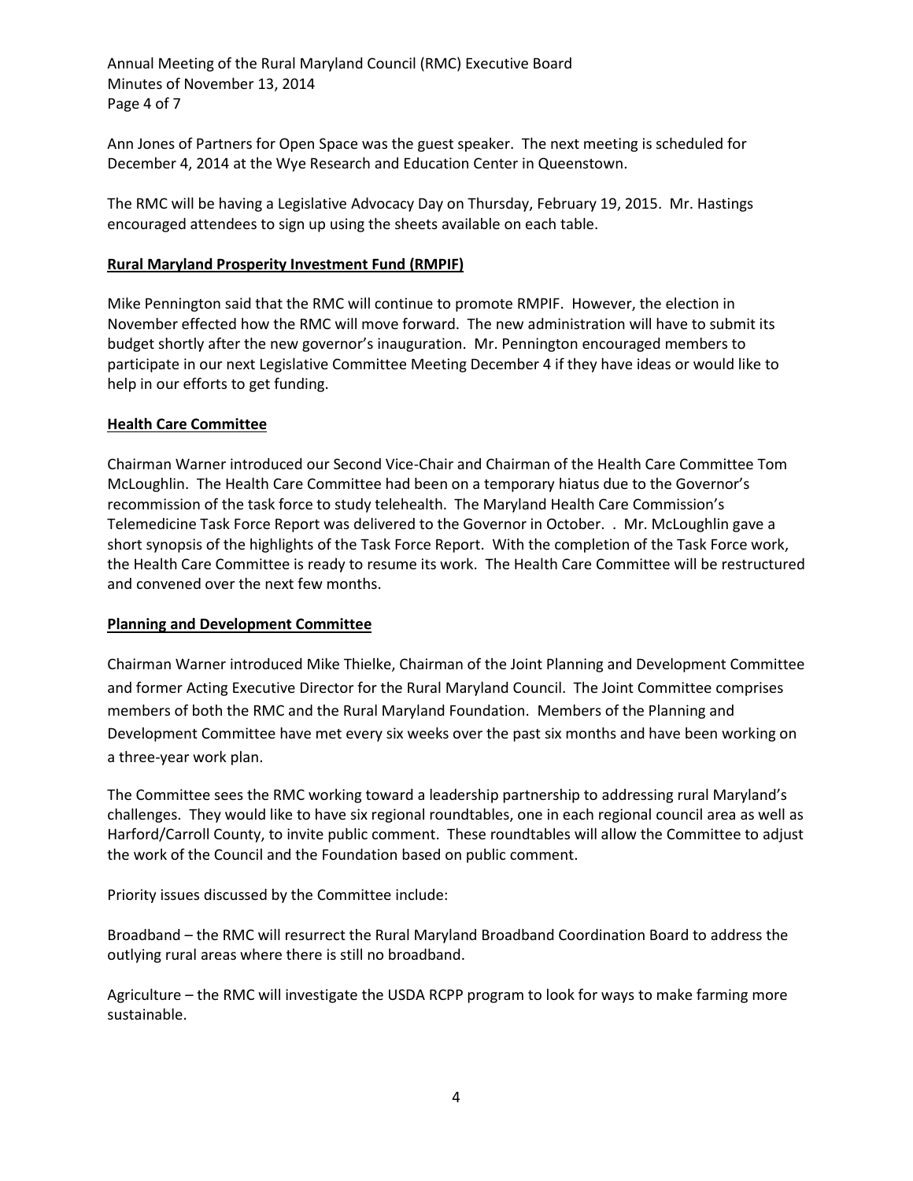Ann Jones of Partners for Open Space was the guest speaker. The next meeting is scheduled for December 4, 2014 at the Wye Research and Education Center in Queenstown.

The RMC will be having a Legislative Advocacy Day on Thursday, February 19, 2015. Mr. Hastings encouraged attendees to sign up using the sheets available on each table.

**Rural Maryland Prosperity Investment Fund (RMPIF)**

Mike Pennington said that the RMC will continue to promote RMPIF. However, the election in November effected how the RMC will move forward. The new administration will have to submit its budget shortly after the new governor's inauguration. Mr. Pennington encouraged members to participate in our next Legislative Committee Meeting December 4 if they have ideas or would like to help in our efforts to get funding.

**Health Care Committee**

Chairman Warner introduced our Second Vice-Chair and Chairman of the Health Care Committee Tom McLoughlin. The Health Care Committee had been on a temporary hiatus due to the Governor's recommission of the task force to study telehealth. The Maryland Health Care Commission's Telemedicine Task Force Report was delivered to the Governor in October. . Mr. McLoughlin gave a short synopsis of the highlights of the Task Force Report. With the completion of the Task Force work, the Health Care Committee is ready to resume its work. The Health Care Committee will be restructured and convened over the next few months.

**Planning and Development Committee**

Chairman Warner introduced Mike Thielke, Chairman of the Joint Planning and Development Committee and former Acting Executive Director for the Rural Maryland Council. The Joint Committee comprises members of both the RMC and the Rural Maryland Foundation. Members of the Planning and Development Committee have met every six weeks over the past six months and have been working on a three-year work plan.

The Committee sees the RMC working toward a leadership partnership to addressing rural Maryland's challenges. They would like to have six regional roundtables, one in each regional council area as well as Harford/Carroll County, to invite public comment. These roundtables will allow the Committee to adjust the work of the Council and the Foundation based on public comment.

Priority issues discussed by the Committee include:

Broadband – the RMC will resurrect the Rural Maryland Broadband Coordination Board to address the outlying rural areas where there is still no broadband.

Agriculture – the RMC will investigate the USDA RCPP program to look for ways to make farming more sustainable.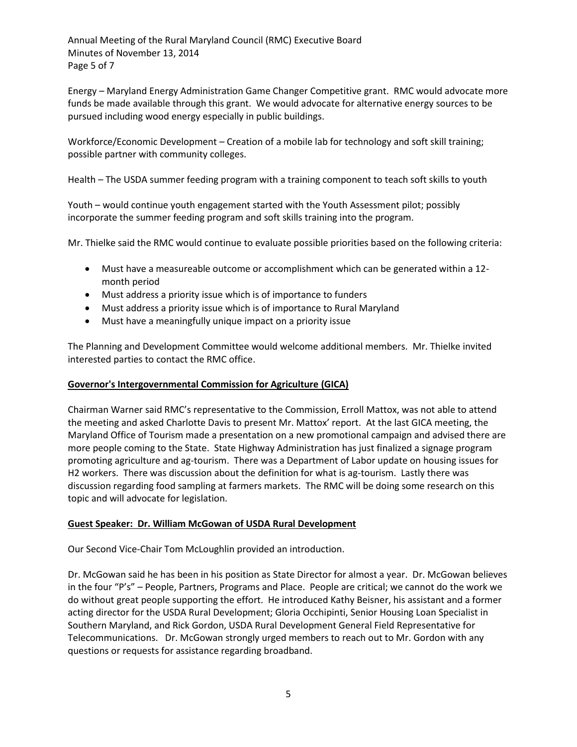Energy – Maryland Energy Administration Game Changer Competitive grant. RMC would advocate more funds be made available through this grant. We would advocate for alternative energy sources to be pursued including wood energy especially in public buildings.

Workforce/Economic Development – Creation of a mobile lab for technology and soft skill training; possible partner with community colleges.

Health – The USDA summer feeding program with a training component to teach soft skills to youth

Youth – would continue youth engagement started with the Youth Assessment pilot; possibly incorporate the summer feeding program and soft skills training into the program.

Mr. Thielke said the RMC would continue to evaluate possible priorities based on the following criteria:

- Must have a measureable outcome or accomplishment which can be generated within a 12-month period
- Must address a priority issue which is of importance to funders
- Must address a priority issue which is of importance to Rural Maryland
- Must have a meaningfully unique impact on a priority issue

The Planning and Development Committee would welcome additional members. Mr. Thielke invited interested parties to contact the RMC office.

**Governor's Intergovernmental Commission for Agriculture (GICA)**

Chairman Warner said RMC's representative to the Commission, Erroll Mattox, was not able to attend the meeting and asked Charlotte Davis to present Mr. Mattox' report. At the last GICA meeting, the Maryland Office of Tourism made a presentation on a new promotional campaign and advised there are more people coming to the State. State Highway Administration has just finalized a signage program promoting agriculture and ag-tourism. There was a Department of Labor update on housing issues for H2 workers. There was discussion about the definition for what is ag-tourism. Lastly there was discussion regarding food sampling at farmers markets. The RMC will be doing some research on this topic and will advocate for legislation.

**Guest Speaker: Dr. William McGowan of USDA Rural Development**

Our Second Vice-Chair Tom McLoughlin provided an introduction.

Dr. McGowan said he has been in his position as State Director for almost a year. Dr. McGowan believes in the four "P's" – People, Partners, Programs and Place. People are critical; we cannot do the work we do without great people supporting the effort. He introduced Kathy Beisner, his assistant and a former acting director for the USDA Rural Development; Gloria Occhipinti, Senior Housing Loan Specialist in Southern Maryland, and Rick Gordon, USDA Rural Development General Field Representative for Telecommunications. Dr. McGowan strongly urged members to reach out to Mr. Gordon with any questions or requests for assistance regarding broadband.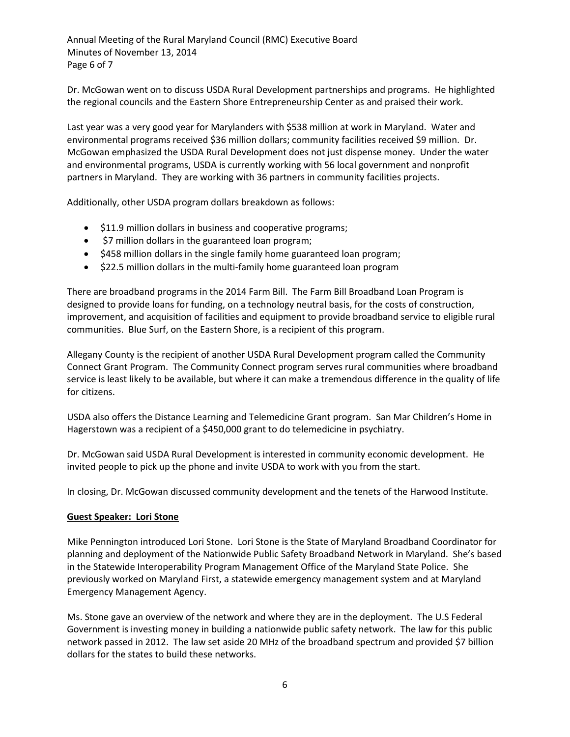Dr. McGowan went on to discuss USDA Rural Development partnerships and programs. He highlighted the regional councils and the Eastern Shore Entrepreneurship Center as and praised their work.

Last year was a very good year for Marylanders with $538 million at work in Maryland. Water and environmental programs received $36 million dollars; community facilities received $9 million. Dr. McGowan emphasized the USDA Rural Development does not just dispense money. Under the water and environmental programs, USDA is currently working with 56 local government and nonprofit partners in Maryland. They are working with 36 partners in community facilities projects.

Additionally, other USDA program dollars breakdown as follows:

- $11.9 million dollars in business and cooperative programs;
- $7 million dollars in the guaranteed loan program;
- $458 million dollars in the single family home guaranteed loan program;
- $22.5 million dollars in the multi-family home guaranteed loan program

There are broadband programs in the 2014 Farm Bill. The Farm Bill Broadband Loan Program is designed to provide loans for funding, on a technology neutral basis, for the costs of construction, improvement, and acquisition of facilities and equipment to provide broadband service to eligible rural communities. Blue Surf, on the Eastern Shore, is a recipient of this program.

Allegany County is the recipient of another USDA Rural Development program called the Community Connect Grant Program. The Community Connect program serves rural communities where broadband service is least likely to be available, but where it can make a tremendous difference in the quality of life for citizens.

USDA also offers the Distance Learning and Telemedicine Grant program. San Mar Children's Home in Hagerstown was a recipient of a $450,000 grant to do telemedicine in psychiatry.

Dr. McGowan said USDA Rural Development is interested in community economic development. He invited people to pick up the phone and invite USDA to work with you from the start.

In closing, Dr. McGowan discussed community development and the tenets of the Harwood Institute.

**Guest Speaker: Lori Stone**

Mike Pennington introduced Lori Stone. Lori Stone is the State of Maryland Broadband Coordinator for planning and deployment of the Nationwide Public Safety Broadband Network in Maryland. She's based in the Statewide Interoperability Program Management Office of the Maryland State Police. She previously worked on Maryland First, a statewide emergency management system and at Maryland Emergency Management Agency.

Ms. Stone gave an overview of the network and where they are in the deployment. The U.S Federal Government is investing money in building a nationwide public safety network. The law for this public network passed in 2012. The law set aside 20 MHz of the broadband spectrum and provided $7 billion dollars for the states to build these networks.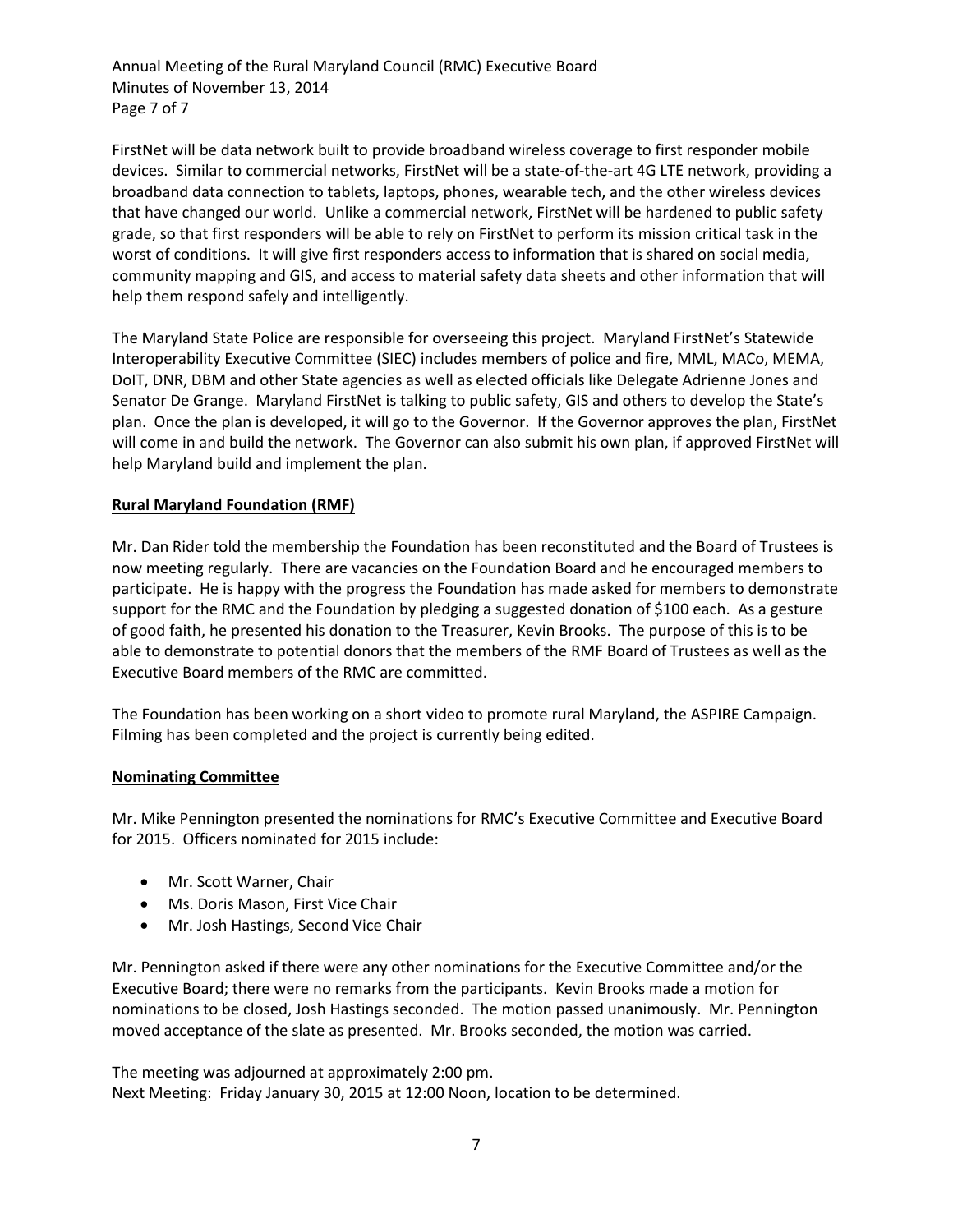FirstNet will be data network built to provide broadband wireless coverage to first responder mobile devices. Similar to commercial networks, FirstNet will be a state-of-the-art 4G LTE network, providing a broadband data connection to tablets, laptops, phones, wearable tech, and the other wireless devices that have changed our world. Unlike a commercial network, FirstNet will be hardened to public safety grade, so that first responders will be able to rely on FirstNet to perform its mission critical task in the worst of conditions. It will give first responders access to information that is shared on social media, community mapping and GIS, and access to material safety data sheets and other information that will help them respond safely and intelligently.

The Maryland State Police are responsible for overseeing this project. Maryland FirstNet's Statewide Interoperability Executive Committee (SIEC) includes members of police and fire, MML, MACo, MEMA, DoIT, DNR, DBM and other State agencies as well as elected officials like Delegate Adrienne Jones and Senator De Grange. Maryland FirstNet is talking to public safety, GIS and others to develop the State's plan. Once the plan is developed, it will go to the Governor. If the Governor approves the plan, FirstNet will come in and build the network. The Governor can also submit his own plan, if approved FirstNet will help Maryland build and implement the plan.

**Rural Maryland Foundation (RMF)**

Mr. Dan Rider told the membership the Foundation has been reconstituted and the Board of Trustees is now meeting regularly. There are vacancies on the Foundation Board and he encouraged members to participate. He is happy with the progress the Foundation has made asked for members to demonstrate support for the RMC and the Foundation by pledging a suggested donation of $100 each. As a gesture of good faith, he presented his donation to the Treasurer, Kevin Brooks. The purpose of this is to be able to demonstrate to potential donors that the members of the RMF Board of Trustees as well as the Executive Board members of the RMC are committed.

The Foundation has been working on a short video to promote rural Maryland, the ASPIRE Campaign. Filming has been completed and the project is currently being edited.

**Nominating Committee**

Mr. Mike Pennington presented the nominations for RMC's Executive Committee and Executive Board for 2015. Officers nominated for 2015 include:

- Mr. Scott Warner, Chair
- Ms. Doris Mason, First Vice Chair
- Mr. Josh Hastings, Second Vice Chair

Mr. Pennington asked if there were any other nominations for the Executive Committee and/or the Executive Board; there were no remarks from the participants. Kevin Brooks made a motion for nominations to be closed, Josh Hastings seconded. The motion passed unanimously. Mr. Pennington moved acceptance of the slate as presented. Mr. Brooks seconded, the motion was carried.

The meeting was adjourned at approximately 2:00 pm.
Next Meeting: Friday January 30, 2015 at 12:00 Noon, location to be determined.